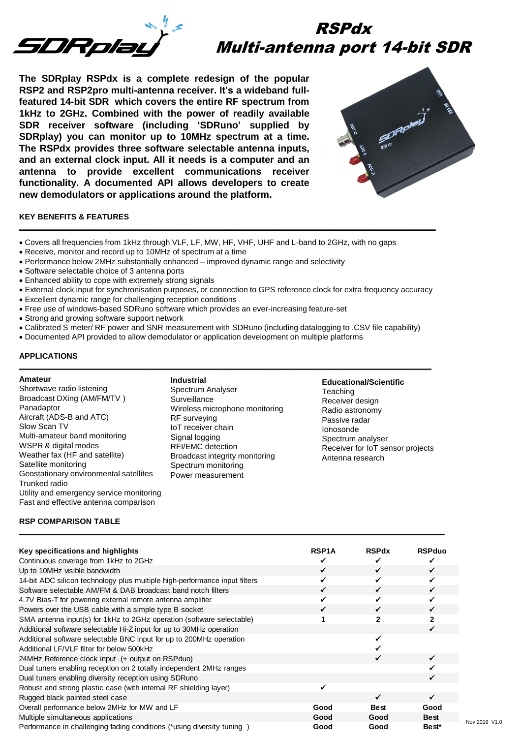# RSPdx
## Multi-antenna port 14-bit SDR

**The SDRplay RSPdx is a complete redesign of the popular RSP2 and RSP2pro multi-antenna receiver. It's a wideband full-featured 14-bit SDR which covers the entire RF spectrum from 1kHz to 2GHz. Combined with the power of readily available SDR receiver software (including 'SDRuno' supplied by SDRplay) you can monitor up to 10MHz spectrum at a time. The RSPdx provides three software selectable antenna inputs, and an external clock input. All it needs is a computer and an antenna to provide excellent communications receiver functionality. A documented API allows developers to create new demodulators or applications around the platform.**

### KEY BENEFITS & FEATURES

- Covers all frequencies from 1kHz through VLF, LF, MW, HF, VHF, UHF and L-band to 2GHz, with no gaps
- Receive, monitor and record up to 10MHz of spectrum at a time
- Performance below 2MHz substantially enhanced – improved dynamic range and selectivity
- Software selectable choice of 3 antenna ports
- Enhanced ability to cope with extremely strong signals
- External clock input for synchronisation purposes, or connection to GPS reference clock for extra frequency accuracy
- Excellent dynamic range for challenging reception conditions
- Free use of windows-based SDRuno software which provides an ever-increasing feature-set
- Strong and growing software support network
- Calibrated S meter/ RF power and SNR measurement with SDRuno (including datalogging to .CSV file capability)
- Documented API provided to allow demodulator or application development on multiple platforms

### APPLICATIONS

**Amateur**
Shortwave radio listening
Broadcast DXing (AM/FM/TV )
Panadaptor
Aircraft (ADS-B and ATC)
Slow Scan TV
Multi-amateur band monitoring
WSPR & digital modes
Weather fax (HF and satellite)
Satellite monitoring
Geostationary environmental satellites
Trunked radio
Utility and emergency service monitoring
Fast and effective antenna comparison

**Industrial**
Spectrum Analyser
Surveillance
Wireless microphone monitoring
RF surveying
IoT receiver chain
Signal logging
RFI/EMC detection
Broadcast integrity monitoring
Spectrum monitoring
Power measurement

**Educational/Scientific**
Teaching
Receiver design
Radio astronomy
Passive radar
Ionosonde
Spectrum analyser
Receiver for IoT sensor projects
Antenna research

### RSP COMPARISON TABLE

| Key specifications and highlights | RSP1A | RSPdx | RSPduo |
|---|---|---|---|
| Continuous coverage from 1kHz to 2GHz | ✓ | ✓ | ✓ |
| Up to 10MHz visible bandwidth | ✓ | ✓ | ✓ |
| 14-bit ADC silicon technology plus multiple high-performance input filters | ✓ | ✓ | ✓ |
| Software selectable AM/FM & DAB broadcast band notch filters | ✓ | ✓ | ✓ |
| 4.7V Bias-T for powering external remote antenna amplifier | ✓ | ✓ | ✓ |
| Powers over the USB cable with a simple type B socket | ✓ | ✓ | ✓ |
| SMA antenna input(s) for 1kHz to 2GHz operation (software selectable) | 1 | 2 | 2 |
| Additional software selectable Hi-Z input for up to 30MHz operation | | | ✓ |
| Additional software selectable BNC input for up to 200MHz operation | | ✓ | |
| Additional LF/VLF filter for below 500kHz | | ✓ | |
| 24MHz Reference clock input (+ output on RSPduo) | | ✓ | ✓ |
| Dual tuners enabling reception on 2 totally independent 2MHz ranges | | | ✓ |
| Dual tuners enabling diversity reception using SDRuno | | | ✓ |
| Robust and strong plastic case (with internal RF shielding layer) | ✓ | | |
| Rugged black painted steel case | | ✓ | ✓ |
| Overall performance below 2MHz for MW and LF | Good | Best | Good |
| Multiple simultaneous applications | Good | Good | Best |
| Performance in challenging fading conditions (*using diversity tuning ) | Good | Good | Best* |

Nov 2019 V1.0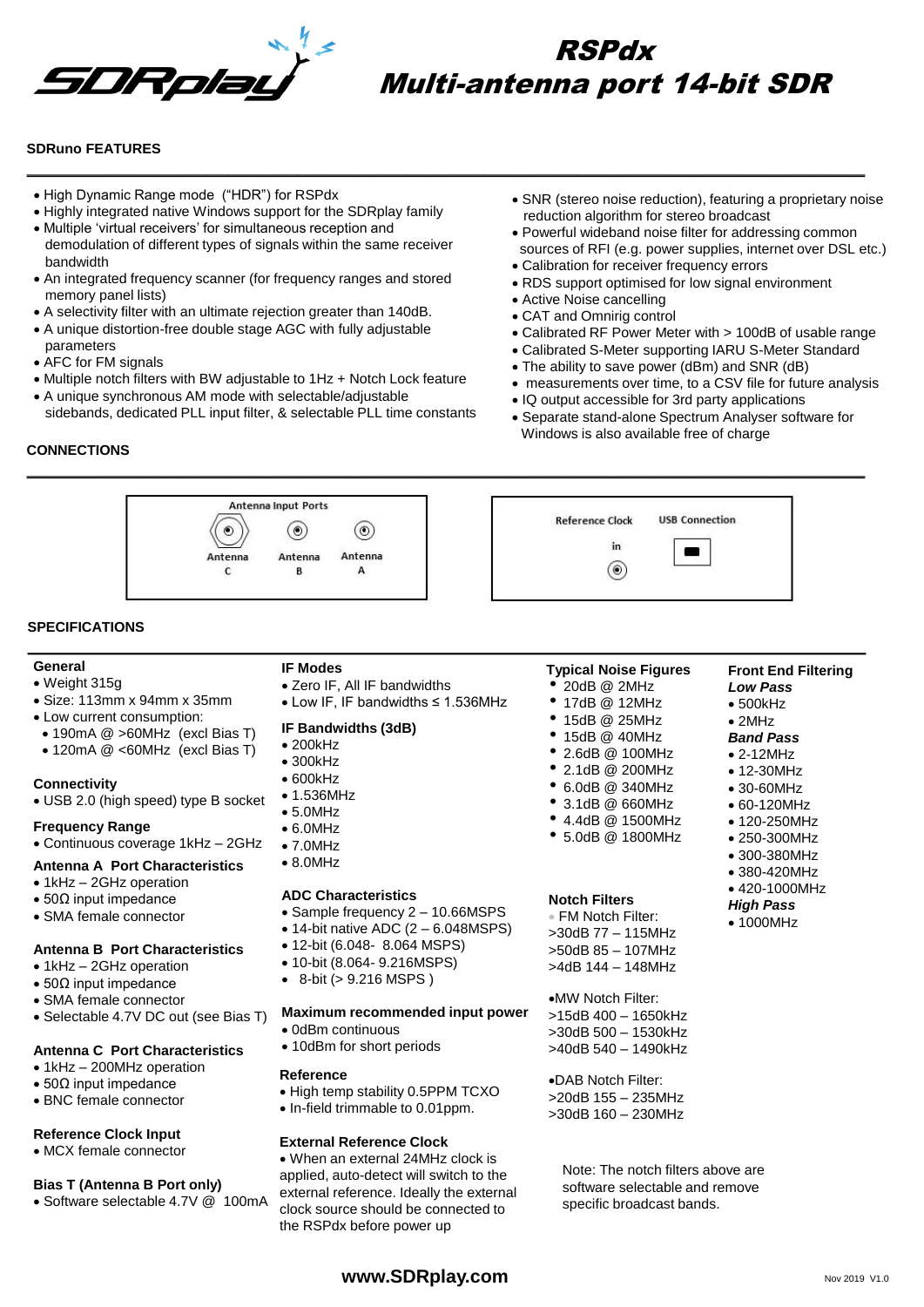# RSPdx
# Multi-antenna port 14-bit SDR

## SDRuno FEATURES

- High Dynamic Range mode ("HDR") for RSPdx
- Highly integrated native Windows support for the SDRplay family
- Multiple 'virtual receivers' for simultaneous reception and demodulation of different types of signals within the same receiver bandwidth
- An integrated frequency scanner (for frequency ranges and stored memory panel lists)
- A selectivity filter with an ultimate rejection greater than 140dB.
- A unique distortion-free double stage AGC with fully adjustable parameters
- AFC for FM signals
- Multiple notch filters with BW adjustable to 1Hz + Notch Lock feature
- A unique synchronous AM mode with selectable/adjustable sidebands, dedicated PLL input filter, & selectable PLL time constants
- SNR (stereo noise reduction), featuring a proprietary noise reduction algorithm for stereo broadcast
- Powerful wideband noise filter for addressing common sources of RFI (e.g. power supplies, internet over DSL etc.)
- Calibration for receiver frequency errors
- RDS support optimised for low signal environment
- Active Noise cancelling
- CAT and Omnirig control
- Calibrated RF Power Meter with > 100dB of usable range
- Calibrated S-Meter supporting IARU S-Meter Standard
- The ability to save power (dBm) and SNR (dB)
- measurements over time, to a CSV file for future analysis
- IQ output accessible for 3rd party applications
- Separate stand-alone Spectrum Analyser software for Windows is also available free of charge

## CONNECTIONS

Antenna Input Ports

Antenna C   Antenna B   Antenna A

Reference Clock in   USB Connection

## SPECIFICATIONS

### General
- Weight 315g
- Size: 113mm x 94mm x 35mm
- Low current consumption:
  - 190mA @ >60MHz (excl Bias T)
  - 120mA @ <60MHz (excl Bias T)

### Connectivity
- USB 2.0 (high speed) type B socket

### Frequency Range
- Continuous coverage 1kHz – 2GHz

### Antenna A Port Characteristics
- 1kHz – 2GHz operation
- 50Ω input impedance
- SMA female connector

### Antenna B Port Characteristics
- 1kHz – 2GHz operation
- 50Ω input impedance
- SMA female connector
- Selectable 4.7V DC out (see Bias T)

### Antenna C Port Characteristics
- 1kHz – 200MHz operation
- 50Ω input impedance
- BNC female connector

### Reference Clock Input
- MCX female connector

### Bias T (Antenna B Port only)
- Software selectable 4.7V @ 100mA

### IF Modes
- Zero IF, All IF bandwidths
- Low IF, IF bandwidths ≤ 1.536MHz

### IF Bandwidths (3dB)
- 200kHz
- 300kHz
- 600kHz
- 1.536MHz
- 5.0MHz
- 6.0MHz
- 7.0MHz
- 8.0MHz

### ADC Characteristics
- Sample frequency 2 – 10.66MSPS
- 14-bit native ADC (2 – 6.048MSPS)
- 12-bit (6.048- 8.064 MSPS)
- 10-bit (8.064- 9.216MSPS)
- 8-bit (> 9.216 MSPS )

### Maximum recommended input power
- 0dBm continuous
- 10dBm for short periods

### Reference
- High temp stability 0.5PPM TCXO
- In-field trimmable to 0.01ppm.

### External Reference Clock
- When an external 24MHz clock is applied, auto-detect will switch to the external reference. Ideally the external clock source should be connected to the RSPdx before power up

### Typical Noise Figures
- 20dB @ 2MHz
- 17dB @ 12MHz
- 15dB @ 25MHz
- 15dB @ 40MHz
- 2.6dB @ 100MHz
- 2.1dB @ 200MHz
- 6.0dB @ 340MHz
- 3.1dB @ 660MHz
- 4.4dB @ 1500MHz
- 5.0dB @ 1800MHz

### Notch Filters
- FM Notch Filter:
  >30dB 77 – 115MHz
  >50dB 85 – 107MHz
  >4dB 144 – 148MHz
- MW Notch Filter:
  >15dB 400 – 1650kHz
  >30dB 500 – 1530kHz
  >40dB 540 – 1490kHz
- DAB Notch Filter:
  >20dB 155 – 235MHz
  >30dB 160 – 230MHz

Note: The notch filters above are software selectable and remove specific broadcast bands.

### Front End Filtering
***Low Pass***
- 500kHz
- 2MHz

***Band Pass***
- 2-12MHz
- 12-30MHz
- 30-60MHz
- 60-120MHz
- 120-250MHz
- 250-300MHz
- 300-380MHz
- 380-420MHz
- 420-1000MHz

***High Pass***
- 1000MHz

**www.SDRplay.com**

Nov 2019 V1.0